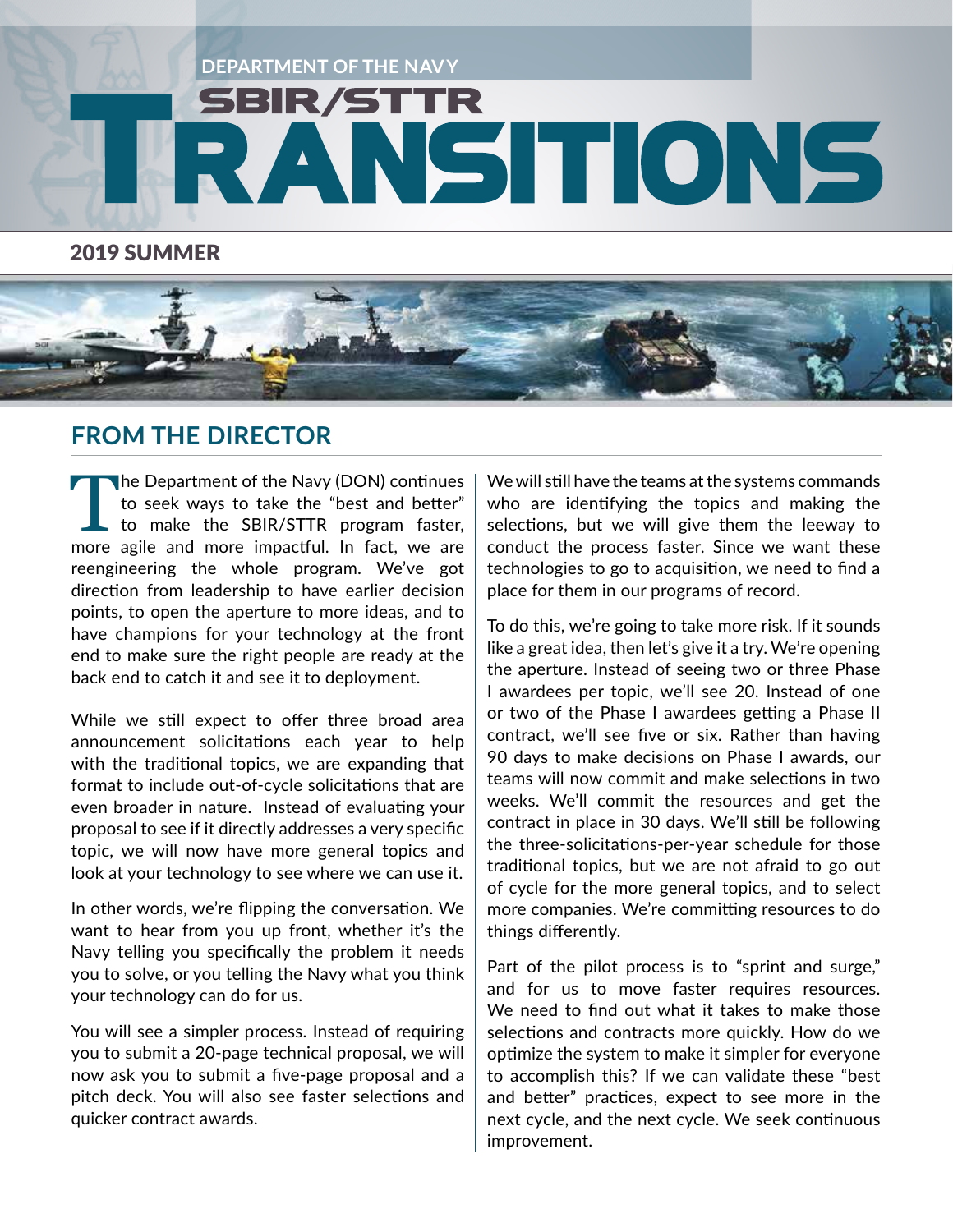DEPARTMENT OF THE NAVY

# SBIR/STTR TRANSITIONS

2019 SUMMER

## FROM THE DIRECTOR

The Department of the Navy (DON) continues to seek ways to take the "best and better" to make the SBIR/STTR program faster, more agile and more impactful. In fact, we are reengineering the whole program. We've got direction from leadership to have earlier decision points, to open the aperture to more ideas, and to have champions for your technology at the front end to make sure the right people are ready at the back end to catch it and see it to deployment.

While we still expect to offer three broad area announcement solicitations each year to help with the traditional topics, we are expanding that format to include out-of-cycle solicitations that are even broader in nature. Instead of evaluating your proposal to see if it directly addresses a very specific topic, we will now have more general topics and look at your technology to see where we can use it.

In other words, we're flipping the conversation. We want to hear from you up front, whether it's the Navy telling you specifically the problem it needs you to solve, or you telling the Navy what you think your technology can do for us.

You will see a simpler process. Instead of requiring you to submit a 20-page technical proposal, we will now ask you to submit a five-page proposal and a pitch deck. You will also see faster selections and quicker contract awards.

We will still have the teams at the systems commands who are identifying the topics and making the selections, but we will give them the leeway to conduct the process faster. Since we want these technologies to go to acquisition, we need to find a place for them in our programs of record.

To do this, we're going to take more risk. If it sounds like a great idea, then let's give it a try. We're opening the aperture. Instead of seeing two or three Phase I awardees per topic, we'll see 20. Instead of one or two of the Phase I awardees getting a Phase II contract, we'll see five or six. Rather than having 90 days to make decisions on Phase I awards, our teams will now commit and make selections in two weeks. We'll commit the resources and get the contract in place in 30 days. We'll still be following the three-solicitations-per-year schedule for those traditional topics, but we are not afraid to go out of cycle for the more general topics, and to select more companies. We're committing resources to do things differently.

Part of the pilot process is to "sprint and surge," and for us to move faster requires resources. We need to find out what it takes to make those selections and contracts more quickly. How do we optimize the system to make it simpler for everyone to accomplish this? If we can validate these "best and better" practices, expect to see more in the next cycle, and the next cycle. We seek continuous improvement.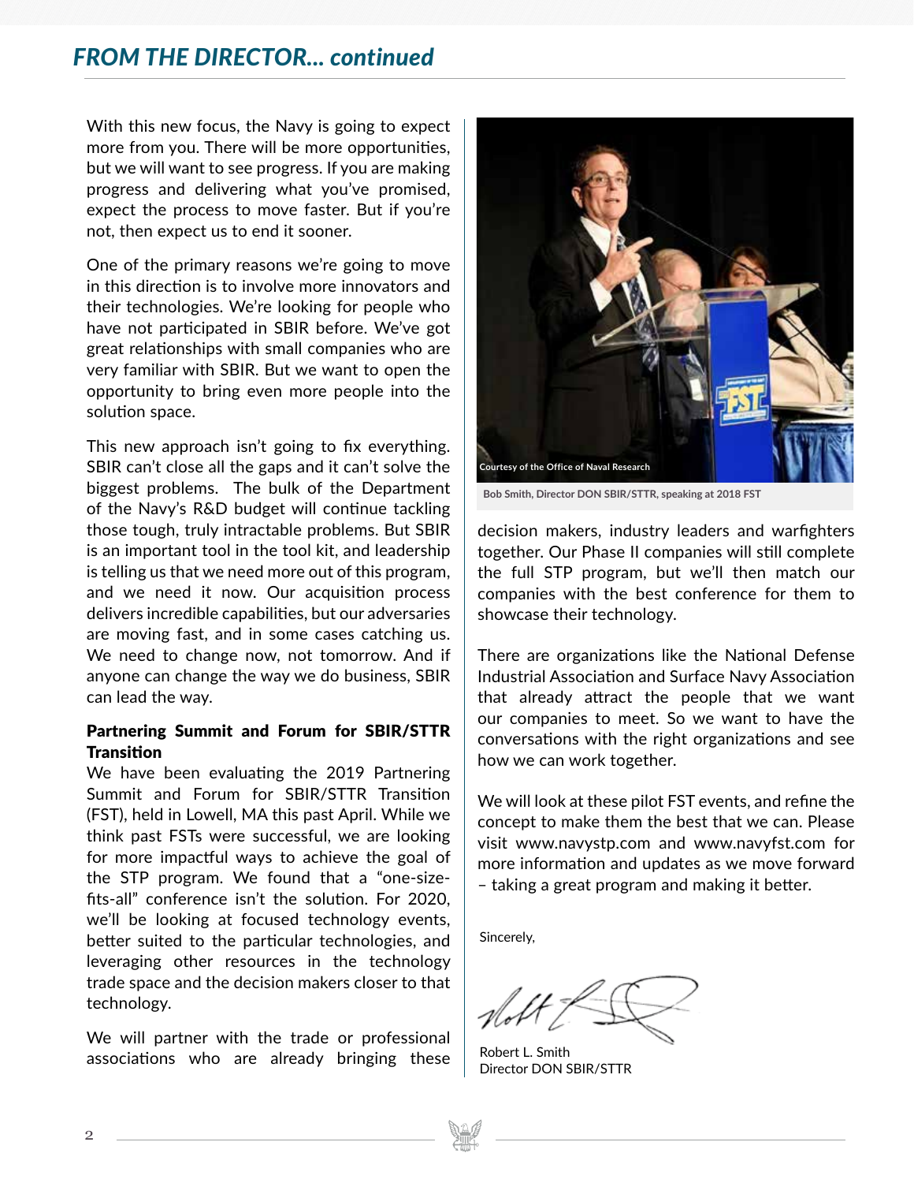## FROM THE DIRECTOR... continued

With this new focus, the Navy is going to expect more from you. There will be more opportunities, but we will want to see progress. If you are making progress and delivering what you've promised, expect the process to move faster. But if you're not, then expect us to end it sooner.

One of the primary reasons we're going to move in this direction is to involve more innovators and their technologies. We're looking for people who have not participated in SBIR before. We've got great relationships with small companies who are very familiar with SBIR. But we want to open the opportunity to bring even more people into the solution space.

This new approach isn't going to fix everything. SBIR can't close all the gaps and it can't solve the biggest problems. The bulk of the Department of the Navy's R&D budget will continue tackling those tough, truly intractable problems. But SBIR is an important tool in the tool kit, and leadership is telling us that we need more out of this program, and we need it now. Our acquisition process delivers incredible capabilities, but our adversaries are moving fast, and in some cases catching us. We need to change now, not tomorrow. And if anyone can change the way we do business, SBIR can lead the way.

**Partnering Summit and Forum for SBIR/STTR Transition**

We have been evaluating the 2019 Partnering Summit and Forum for SBIR/STTR Transition (FST), held in Lowell, MA this past April. While we think past FSTs were successful, we are looking for more impactful ways to achieve the goal of the STP program. We found that a "one-size-fits-all" conference isn't the solution. For 2020, we'll be looking at focused technology events, better suited to the particular technologies, and leveraging other resources in the technology trade space and the decision makers closer to that technology.

We will partner with the trade or professional associations who are already bringing these decision makers, industry leaders and warfighters together. Our Phase II companies will still complete the full STP program, but we'll then match our companies with the best conference for them to showcase their technology.

Courtesy of the Office of Naval Research

Bob Smith, Director DON SBIR/STTR, speaking at 2018 FST

There are organizations like the National Defense Industrial Association and Surface Navy Association that already attract the people that we want our companies to meet. So we want to have the conversations with the right organizations and see how we can work together.

We will look at these pilot FST events, and refine the concept to make them the best that we can. Please visit www.navystp.com and www.navyfst.com for more information and updates as we move forward – taking a great program and making it better.

Sincerely,

Robert L. Smith
Director DON SBIR/STTR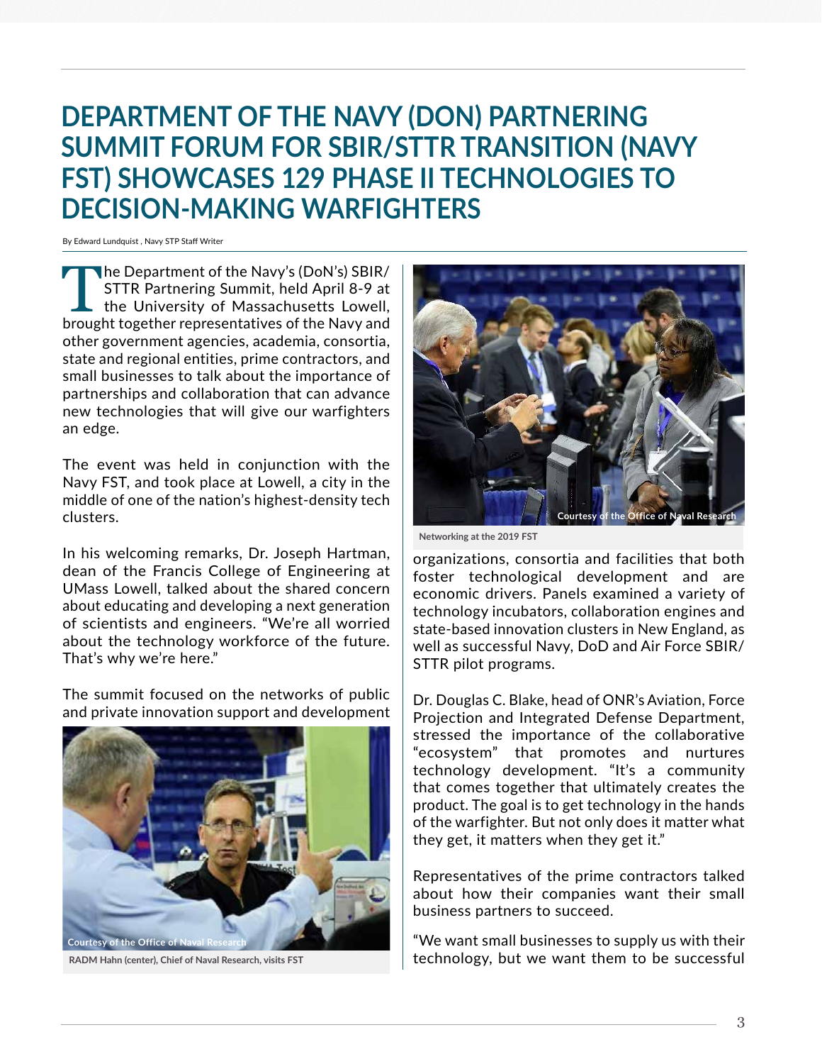# DEPARTMENT OF THE NAVY (DON) PARTNERING SUMMIT FORUM FOR SBIR/STTR TRANSITION (NAVY FST) SHOWCASES 129 PHASE II TECHNOLOGIES TO DECISION-MAKING WARFIGHTERS

By Edward Lundquist , Navy STP Staff Writer

The Department of the Navy's (DoN's) SBIR/STTR Partnering Summit, held April 8-9 at the University of Massachusetts Lowell, brought together representatives of the Navy and other government agencies, academia, consortia, state and regional entities, prime contractors, and small businesses to talk about the importance of partnerships and collaboration that can advance new technologies that will give our warfighters an edge.

The event was held in conjunction with the Navy FST, and took place at Lowell, a city in the middle of one of the nation's highest-density tech clusters.

In his welcoming remarks, Dr. Joseph Hartman, dean of the Francis College of Engineering at UMass Lowell, talked about the shared concern about educating and developing a next generation of scientists and engineers. "We're all worried about the technology workforce of the future. That's why we're here."

The summit focused on the networks of public and private innovation support and development organizations, consortia and facilities that both foster technological development and are economic drivers. Panels examined a variety of technology incubators, collaboration engines and state-based innovation clusters in New England, as well as successful Navy, DoD and Air Force SBIR/STTR pilot programs.

Courtesy of the Office of Naval Research

RADM Hahn (center), Chief of Naval Research, visits FST

Courtesy of the Office of Naval Research

Networking at the 2019 FST

Dr. Douglas C. Blake, head of ONR's Aviation, Force Projection and Integrated Defense Department, stressed the importance of the collaborative "ecosystem" that promotes and nurtures technology development. "It's a community that comes together that ultimately creates the product. The goal is to get technology in the hands of the warfighter. But not only does it matter what they get, it matters when they get it."

Representatives of the prime contractors talked about how their companies want their small business partners to succeed.

"We want small businesses to supply us with their technology, but we want them to be successful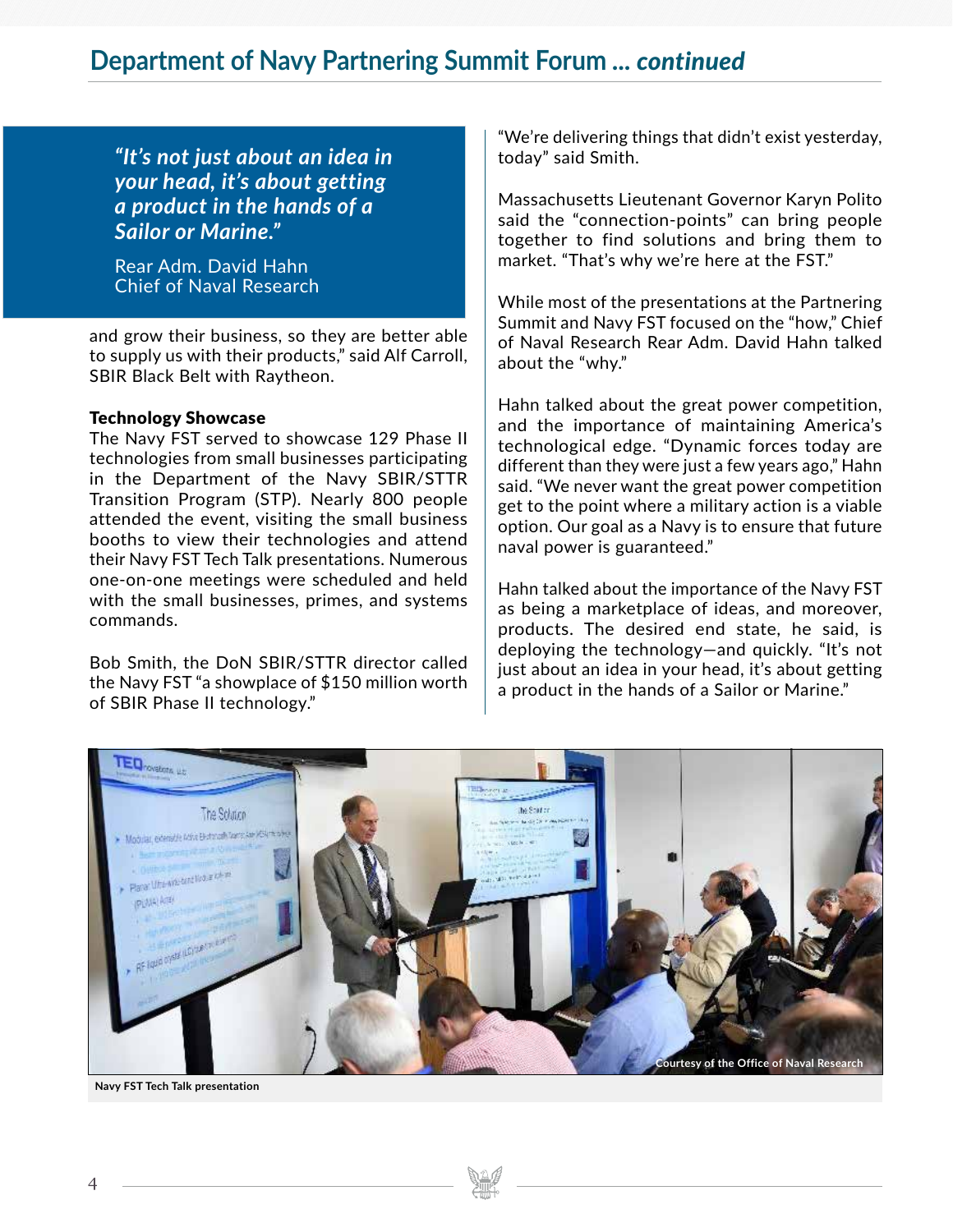## Department of Navy Partnering Summit Forum ... *continued*

> ***"It's not just about an idea in your head, it's about getting a product in the hands of a Sailor or Marine."***
>
> Rear Adm. David Hahn
> Chief of Naval Research

and grow their business, so they are better able to supply us with their products," said Alf Carroll, SBIR Black Belt with Raytheon.

**Technology Showcase**

The Navy FST served to showcase 129 Phase II technologies from small businesses participating in the Department of the Navy SBIR/STTR Transition Program (STP). Nearly 800 people attended the event, visiting the small business booths to view their technologies and attend their Navy FST Tech Talk presentations. Numerous one-on-one meetings were scheduled and held with the small businesses, primes, and systems commands.

Bob Smith, the DoN SBIR/STTR director called the Navy FST "a showplace of $150 million worth of SBIR Phase II technology."

"We're delivering things that didn't exist yesterday, today" said Smith.

Massachusetts Lieutenant Governor Karyn Polito said the "connection-points" can bring people together to find solutions and bring them to market. "That's why we're here at the FST."

While most of the presentations at the Partnering Summit and Navy FST focused on the "how," Chief of Naval Research Rear Adm. David Hahn talked about the "why."

Hahn talked about the great power competition, and the importance of maintaining America's technological edge. "Dynamic forces today are different than they were just a few years ago," Hahn said. "We never want the great power competition get to the point where a military action is a viable option. Our goal as a Navy is to ensure that future naval power is guaranteed."

Hahn talked about the importance of the Navy FST as being a marketplace of ideas, and moreover, products. The desired end state, he said, is deploying the technology—and quickly. "It's not just about an idea in your head, it's about getting a product in the hands of a Sailor or Marine."

Courtesy of the Office of Naval Research

Navy FST Tech Talk presentation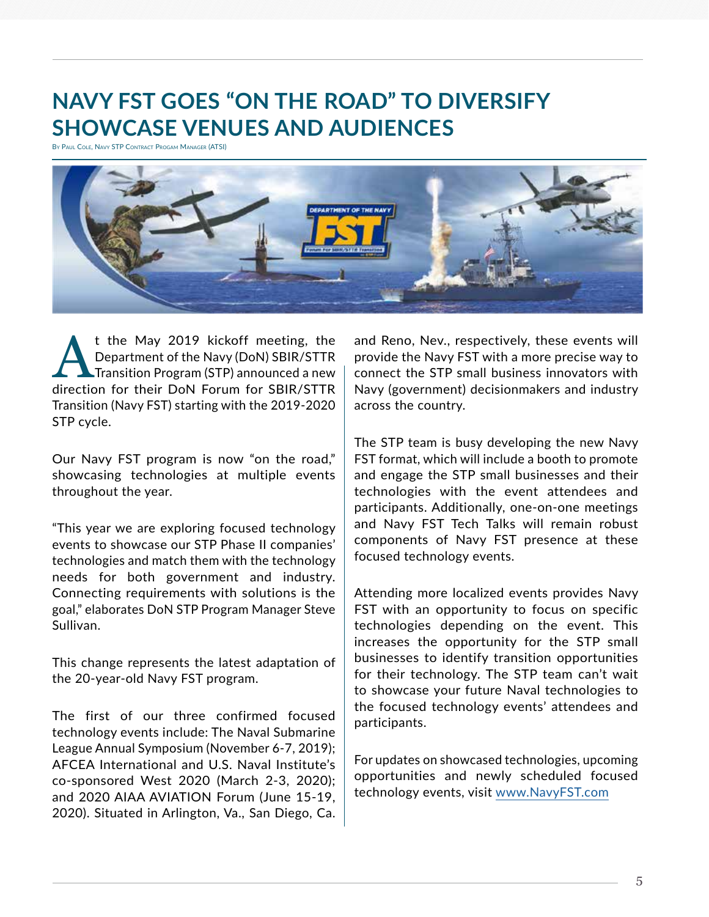# NAVY FST GOES "ON THE ROAD" TO DIVERSIFY SHOWCASE VENUES AND AUDIENCES

By Paul Cole, Navy STP Contract Progam Manager (ATSI)

At the May 2019 kickoff meeting, the Department of the Navy (DoN) SBIR/STTR Transition Program (STP) announced a new direction for their DoN Forum for SBIR/STTR Transition (Navy FST) starting with the 2019-2020 STP cycle.

Our Navy FST program is now "on the road," showcasing technologies at multiple events throughout the year.

"This year we are exploring focused technology events to showcase our STP Phase II companies' technologies and match them with the technology needs for both government and industry. Connecting requirements with solutions is the goal," elaborates DoN STP Program Manager Steve Sullivan.

This change represents the latest adaptation of the 20-year-old Navy FST program.

The first of our three confirmed focused technology events include: The Naval Submarine League Annual Symposium (November 6-7, 2019); AFCEA International and U.S. Naval Institute's co-sponsored West 2020 (March 2-3, 2020); and 2020 AIAA AVIATION Forum (June 15-19, 2020). Situated in Arlington, Va., San Diego, Ca. and Reno, Nev., respectively, these events will provide the Navy FST with a more precise way to connect the STP small business innovators with Navy (government) decisionmakers and industry across the country.

The STP team is busy developing the new Navy FST format, which will include a booth to promote and engage the STP small businesses and their technologies with the event attendees and participants. Additionally, one-on-one meetings and Navy FST Tech Talks will remain robust components of Navy FST presence at these focused technology events.

Attending more localized events provides Navy FST with an opportunity to focus on specific technologies depending on the event. This increases the opportunity for the STP small businesses to identify transition opportunities for their technology. The STP team can't wait to showcase your future Naval technologies to the focused technology events' attendees and participants.

For updates on showcased technologies, upcoming opportunities and newly scheduled focused technology events, visit [www.NavyFST.com](http://www.NavyFST.com)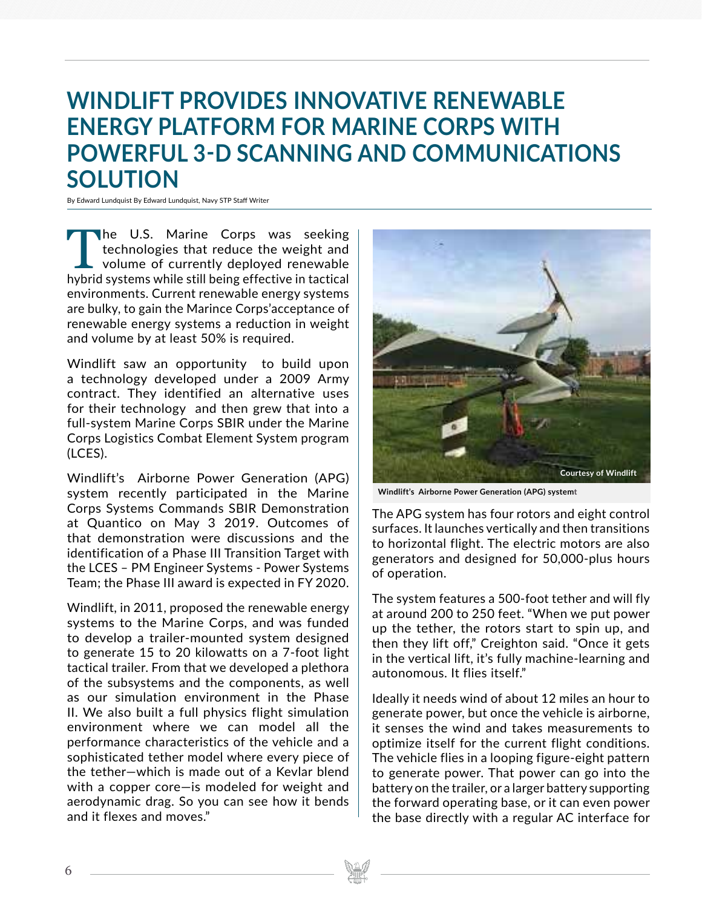# WINDLIFT PROVIDES INNOVATIVE RENEWABLE ENERGY PLATFORM FOR MARINE CORPS WITH POWERFUL 3-D SCANNING AND COMMUNICATIONS SOLUTION

By Edward Lundquist By Edward Lundquist, Navy STP Staff Writer

The U.S. Marine Corps was seeking technologies that reduce the weight and volume of currently deployed renewable hybrid systems while still being effective in tactical environments. Current renewable energy systems are bulky, to gain the Marince Corps'acceptance of renewable energy systems a reduction in weight and volume by at least 50% is required.

Windlift saw an opportunity to build upon a technology developed under a 2009 Army contract. They identified an alternative uses for their technology and then grew that into a full-system Marine Corps SBIR under the Marine Corps Logistics Combat Element System program (LCES).

Windlift's Airborne Power Generation (APG) system recently participated in the Marine Corps Systems Commands SBIR Demonstration at Quantico on May 3 2019. Outcomes of that demonstration were discussions and the identification of a Phase III Transition Target with the LCES – PM Engineer Systems - Power Systems Team; the Phase III award is expected in FY 2020.

Windlift, in 2011, proposed the renewable energy systems to the Marine Corps, and was funded to develop a trailer-mounted system designed to generate 15 to 20 kilowatts on a 7-foot light tactical trailer. From that we developed a plethora of the subsystems and the components, as well as our simulation environment in the Phase II. We also built a full physics flight simulation environment where we can model all the performance characteristics of the vehicle and a sophisticated tether model where every piece of the tether—which is made out of a Kevlar blend with a copper core—is modeled for weight and aerodynamic drag. So you can see how it bends and it flexes and moves."

Courtesy of Windlift

**Windlift's Airborne Power Generation (APG) systemt**

The APG system has four rotors and eight control surfaces. It launches vertically and then transitions to horizontal flight. The electric motors are also generators and designed for 50,000-plus hours of operation.

The system features a 500-foot tether and will fly at around 200 to 250 feet. "When we put power up the tether, the rotors start to spin up, and then they lift off," Creighton said. "Once it gets in the vertical lift, it's fully machine-learning and autonomous. It flies itself."

Ideally it needs wind of about 12 miles an hour to generate power, but once the vehicle is airborne, it senses the wind and takes measurements to optimize itself for the current flight conditions. The vehicle flies in a looping figure-eight pattern to generate power. That power can go into the battery on the trailer, or a larger battery supporting the forward operating base, or it can even power the base directly with a regular AC interface for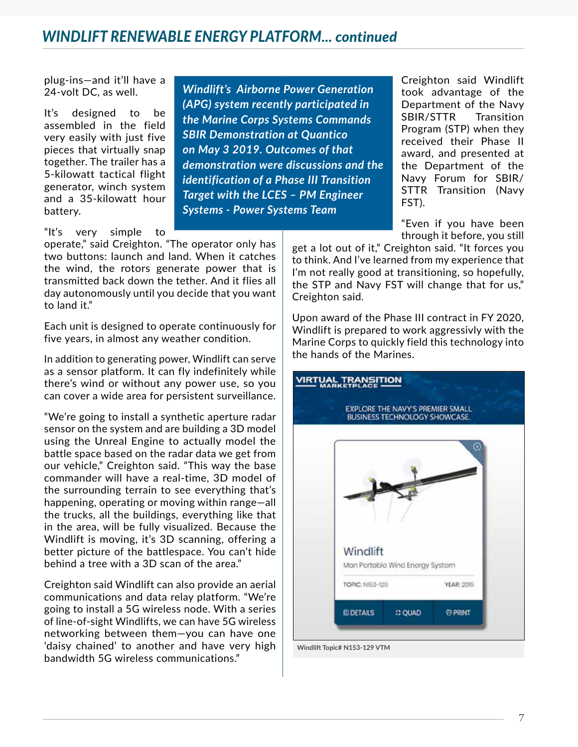## WINDLIFT RENEWABLE ENERGY PLATFORM... *continued*

plug-ins—and it'll have a 24-volt DC, as well.

It's designed to be assembled in the field very easily with just five pieces that virtually snap together. The trailer has a 5-kilowatt tactical flight generator, winch system and a 35-kilowatt hour battery.

***Windlift's Airborne Power Generation (APG) system recently participated in the Marine Corps Systems Commands SBIR Demonstration at Quantico on May 3 2019. Outcomes of that demonstration were discussions and the identification of a Phase III Transition Target with the LCES – PM Engineer Systems - Power Systems Team***

"It's very simple to operate," said Creighton. "The operator only has two buttons: launch and land. When it catches the wind, the rotors generate power that is transmitted back down the tether. And it flies all day autonomously until you decide that you want to land it."

Each unit is designed to operate continuously for five years, in almost any weather condition.

In addition to generating power, Windlift can serve as a sensor platform. It can fly indefinitely while there's wind or without any power use, so you can cover a wide area for persistent surveillance.

"We're going to install a synthetic aperture radar sensor on the system and are building a 3D model using the Unreal Engine to actually model the battle space based on the radar data we get from our vehicle," Creighton said. "This way the base commander will have a real-time, 3D model of the surrounding terrain to see everything that's happening, operating or moving within range—all the trucks, all the buildings, everything like that in the area, will be fully visualized. Because the Windlift is moving, it's 3D scanning, offering a better picture of the battlespace. You can't hide behind a tree with a 3D scan of the area."

Creighton said Windlift can also provide an aerial communications and data relay platform. "We're going to install a 5G wireless node. With a series of line-of-sight Windlifts, we can have 5G wireless networking between them—you can have one 'daisy chained' to another and have very high bandwidth 5G wireless communications."

Creighton said Windlift took advantage of the Department of the Navy SBIR/STTR Transition Program (STP) when they received their Phase II award, and presented at the Department of the Navy Forum for SBIR/STTR Transition (Navy FST).

"Even if you have been through it before, you still get a lot out of it," Creighton said. "It forces you to think. And I've learned from my experience that I'm not really good at transitioning, so hopefully, the STP and Navy FST will change that for us," Creighton said.

Upon award of the Phase III contract in FY 2020, Windlift is prepared to work aggressivly with the Marine Corps to quickly field this technology into the hands of the Marines.

VIRTUAL TRANSITION MARKETPLACE

EXPLORE THE NAVY'S PREMIER SMALL BUSINESS TECHNOLOGY SHOWCASE.

Windlift

Man Portable Wind Energy System

TOPIC: N153-129 YEAR: 2016

DETAILS QUAD PRINT

Windlift Topic# N153-129 VTM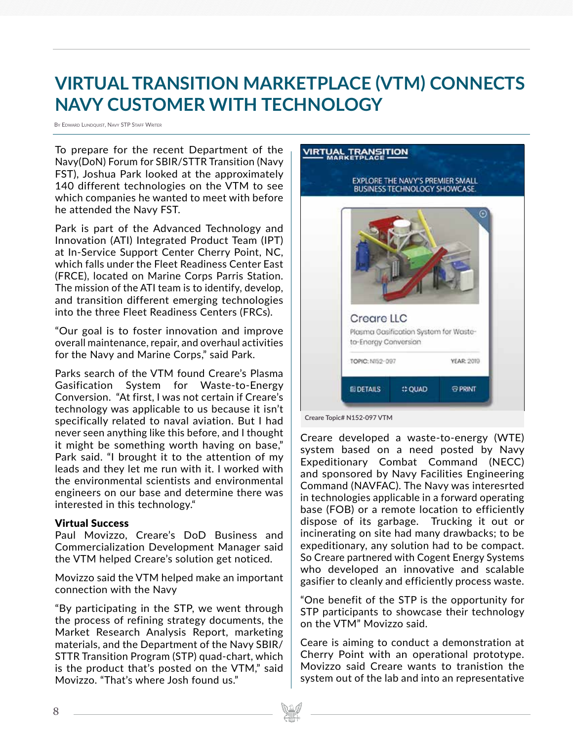# VIRTUAL TRANSITION MARKETPLACE (VTM) CONNECTS NAVY CUSTOMER WITH TECHNOLOGY

By Edward Lundquist, Navy STP Staff Writer

To prepare for the recent Department of the Navy(DoN) Forum for SBIR/STTR Transition (Navy FST), Joshua Park looked at the approximately 140 different technologies on the VTM to see which companies he wanted to meet with before he attended the Navy FST.

Park is part of the Advanced Technology and Innovation (ATI) Integrated Product Team (IPT) at In-Service Support Center Cherry Point, NC, which falls under the Fleet Readiness Center East (FRCE), located on Marine Corps Parris Station. The mission of the ATI team is to identify, develop, and transition different emerging technologies into the three Fleet Readiness Centers (FRCs).

"Our goal is to foster innovation and improve overall maintenance, repair, and overhaul activities for the Navy and Marine Corps," said Park.

Parks search of the VTM found Creare's Plasma Gasification System for Waste-to-Energy Conversion. "At first, I was not certain if Creare's technology was applicable to us because it isn't specifically related to naval aviation. But I had never seen anything like this before, and I thought it might be something worth having on base," Park said. "I brought it to the attention of my leads and they let me run with it. I worked with the environmental scientists and environmental engineers on our base and determine there was interested in this technology."

### Virtual Success

Paul Movizzo, Creare's DoD Business and Commercialization Development Manager said the VTM helped Creare's solution get noticed.

Movizzo said the VTM helped make an important connection with the Navy

"By participating in the STP, we went through the process of refining strategy documents, the Market Research Analysis Report, marketing materials, and the Department of the Navy SBIR/STTR Transition Program (STP) quad-chart, which is the product that's posted on the VTM," said Movizzo. "That's where Josh found us."

Creare Topic# N152-097 VTM

Creare developed a waste-to-energy (WTE) system based on a need posted by Navy Expeditionary Combat Command (NECC) and sponsored by Navy Facilities Engineering Command (NAVFAC). The Navy was interesrted in technologies applicable in a forward operating base (FOB) or a remote location to efficiently dispose of its garbage. Trucking it out or incinerating on site had many drawbacks; to be expeditionary, any solution had to be compact. So Creare partnered with Cogent Energy Systems who developed an innovative and scalable gasifier to cleanly and efficiently process waste.

"One benefit of the STP is the opportunity for STP participants to showcase their technology on the VTM" Movizzo said.

Ceare is aiming to conduct a demonstration at Cherry Point with an operational prototype. Movizzo said Creare wants to tranistion the system out of the lab and into an representative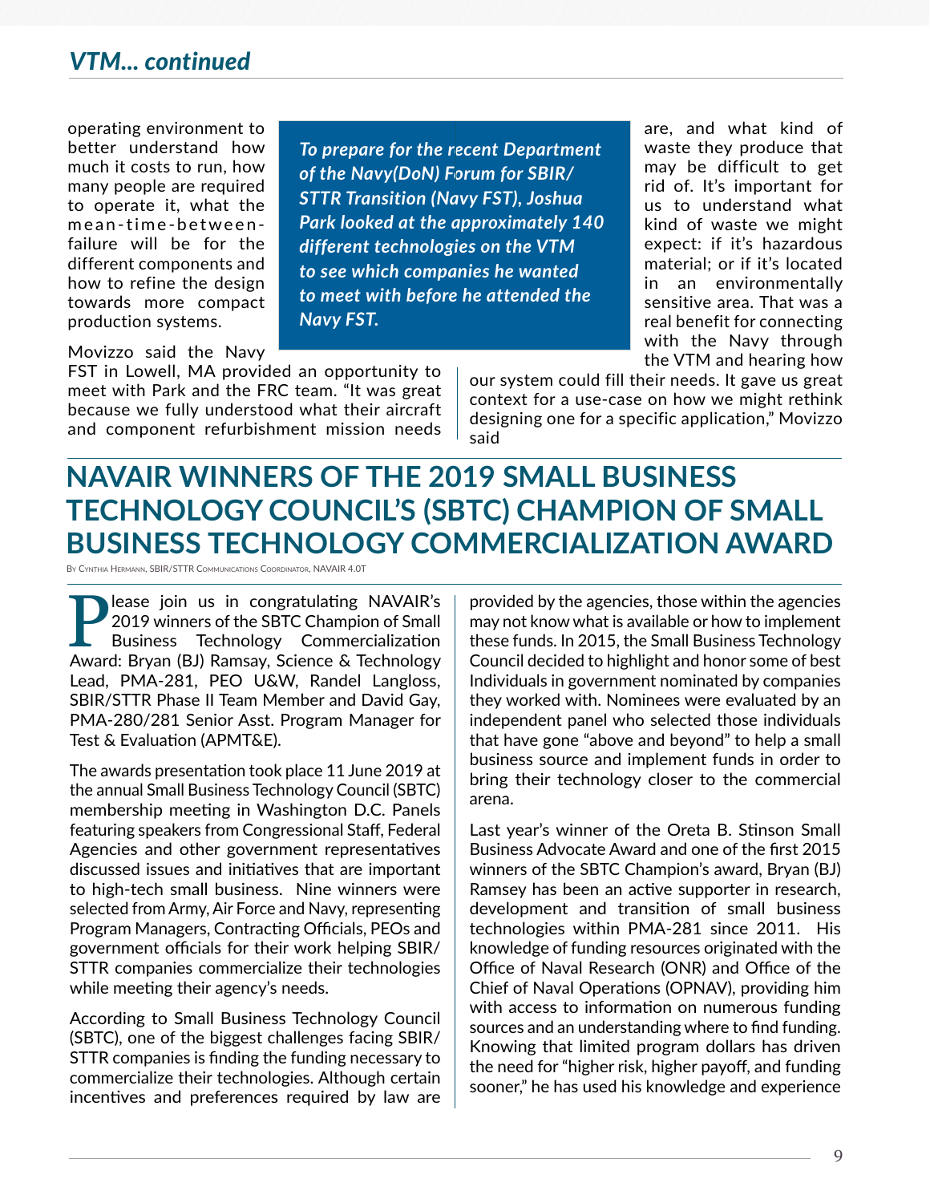## VTM... continued

operating environment to better understand how much it costs to run, how many people are required to operate it, what the mean-time-between-failure will be for the different components and how to refine the design towards more compact production systems.

> *To prepare for the recent Department of the Navy(DoN) Forum for SBIR/STTR Transition (Navy FST), Joshua Park looked at the approximately 140 different technologies on the VTM to see which companies he wanted to meet with before he attended the Navy FST.*

Movizzo said the Navy FST in Lowell, MA provided an opportunity to meet with Park and the FRC team. "It was great because we fully understood what their aircraft and component refurbishment mission needs are, and what kind of waste they produce that may be difficult to get rid of. It's important for us to understand what kind of waste we might expect: if it's hazardous material; or if it's located in an environmentally sensitive area. That was a real benefit for connecting with the Navy through the VTM and hearing how our system could fill their needs. It gave us great context for a use-case on how we might rethink designing one for a specific application," Movizzo said

# NAVAIR WINNERS OF THE 2019 SMALL BUSINESS TECHNOLOGY COUNCIL'S (SBTC) CHAMPION OF SMALL BUSINESS TECHNOLOGY COMMERCIALIZATION AWARD

By Cynthia Hermann, SBIR/STTR Communications Coordinator, NAVAIR 4.0T

Please join us in congratulating NAVAIR's 2019 winners of the SBTC Champion of Small Business Technology Commercialization Award: Bryan (BJ) Ramsay, Science & Technology Lead, PMA-281, PEO U&W, Randel Langloss, SBIR/STTR Phase II Team Member and David Gay, PMA-280/281 Senior Asst. Program Manager for Test & Evaluation (APMT&E).

The awards presentation took place 11 June 2019 at the annual Small Business Technology Council (SBTC) membership meeting in Washington D.C. Panels featuring speakers from Congressional Staff, Federal Agencies and other government representatives discussed issues and initiatives that are important to high-tech small business. Nine winners were selected from Army, Air Force and Navy, representing Program Managers, Contracting Officials, PEOs and government officials for their work helping SBIR/STTR companies commercialize their technologies while meeting their agency's needs.

According to Small Business Technology Council (SBTC), one of the biggest challenges facing SBIR/STTR companies is finding the funding necessary to commercialize their technologies. Although certain incentives and preferences required by law are provided by the agencies, those within the agencies may not know what is available or how to implement these funds. In 2015, the Small Business Technology Council decided to highlight and honor some of best Individuals in government nominated by companies they worked with. Nominees were evaluated by an independent panel who selected those individuals that have gone "above and beyond" to help a small business source and implement funds in order to bring their technology closer to the commercial arena.

Last year's winner of the Oreta B. Stinson Small Business Advocate Award and one of the first 2015 winners of the SBTC Champion's award, Bryan (BJ) Ramsey has been an active supporter in research, development and transition of small business technologies within PMA-281 since 2011. His knowledge of funding resources originated with the Office of Naval Research (ONR) and Office of the Chief of Naval Operations (OPNAV), providing him with access to information on numerous funding sources and an understanding where to find funding. Knowing that limited program dollars has driven the need for "higher risk, higher payoff, and funding sooner," he has used his knowledge and experience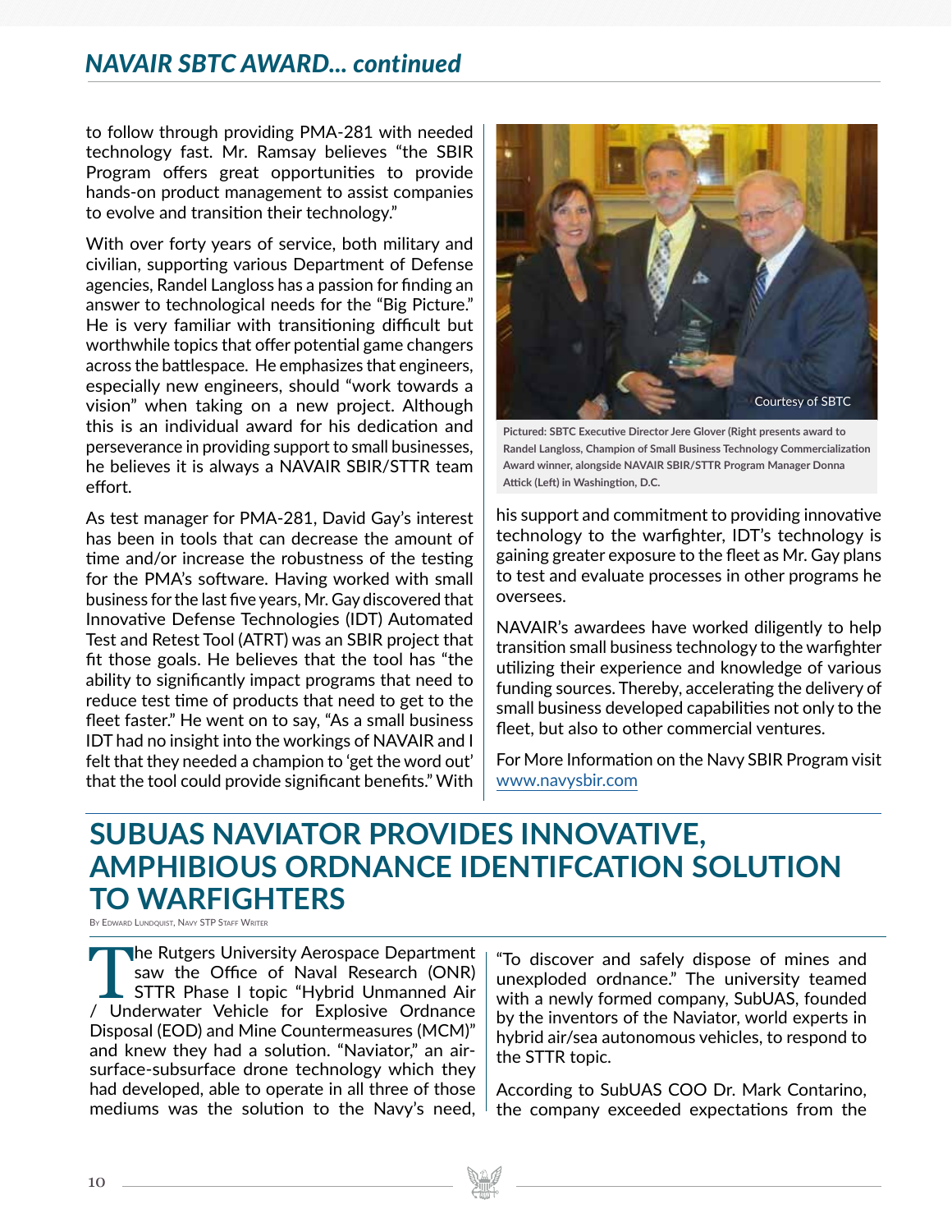## NAVAIR SBTC AWARD... continued

to follow through providing PMA-281 with needed technology fast. Mr. Ramsay believes "the SBIR Program offers great opportunities to provide hands-on product management to assist companies to evolve and transition their technology."

With over forty years of service, both military and civilian, supporting various Department of Defense agencies, Randel Langloss has a passion for finding an answer to technological needs for the "Big Picture." He is very familiar with transitioning difficult but worthwhile topics that offer potential game changers across the battlespace. He emphasizes that engineers, especially new engineers, should "work towards a vision" when taking on a new project. Although this is an individual award for his dedication and perseverance in providing support to small businesses, he believes it is always a NAVAIR SBIR/STTR team effort.

As test manager for PMA-281, David Gay's interest has been in tools that can decrease the amount of time and/or increase the robustness of the testing for the PMA's software. Having worked with small business for the last five years, Mr. Gay discovered that Innovative Defense Technologies (IDT) Automated Test and Retest Tool (ATRT) was an SBIR project that fit those goals. He believes that the tool has "the ability to significantly impact programs that need to reduce test time of products that need to get to the fleet faster." He went on to say, "As a small business IDT had no insight into the workings of NAVAIR and I felt that they needed a champion to 'get the word out' that the tool could provide significant benefits." With his support and commitment to providing innovative technology to the warfighter, IDT's technology is gaining greater exposure to the fleet as Mr. Gay plans to test and evaluate processes in other programs he oversees.

Courtesy of SBTC

**Pictured: SBTC Executive Director Jere Glover (Right presents award to Randel Langloss, Champion of Small Business Technology Commercialization Award winner, alongside NAVAIR SBIR/STTR Program Manager Donna Attick (Left) in Washington, D.C.**

NAVAIR's awardees have worked diligently to help transition small business technology to the warfighter utilizing their experience and knowledge of various funding sources. Thereby, accelerating the delivery of small business developed capabilities not only to the fleet, but also to other commercial ventures.

For More Information on the Navy SBIR Program visit www.navysbir.com

# SUBUAS NAVIATOR PROVIDES INNOVATIVE, AMPHIBIOUS ORDNANCE IDENTFCATION SOLUTION TO WARFIGHTERS

By Edward Lundquist, Navy STP Staff Writer

The Rutgers University Aerospace Department saw the Office of Naval Research (ONR) STTR Phase I topic "Hybrid Unmanned Air / Underwater Vehicle for Explosive Ordnance Disposal (EOD) and Mine Countermeasures (MCM)" and knew they had a solution. "Naviator," an air-surface-subsurface drone technology which they had developed, able to operate in all three of those mediums was the solution to the Navy's need, "To discover and safely dispose of mines and unexploded ordnance." The university teamed with a newly formed company, SubUAS, founded by the inventors of the Naviator, world experts in hybrid air/sea autonomous vehicles, to respond to the STTR topic.

According to SubUAS COO Dr. Mark Contarino, the company exceeded expectations from the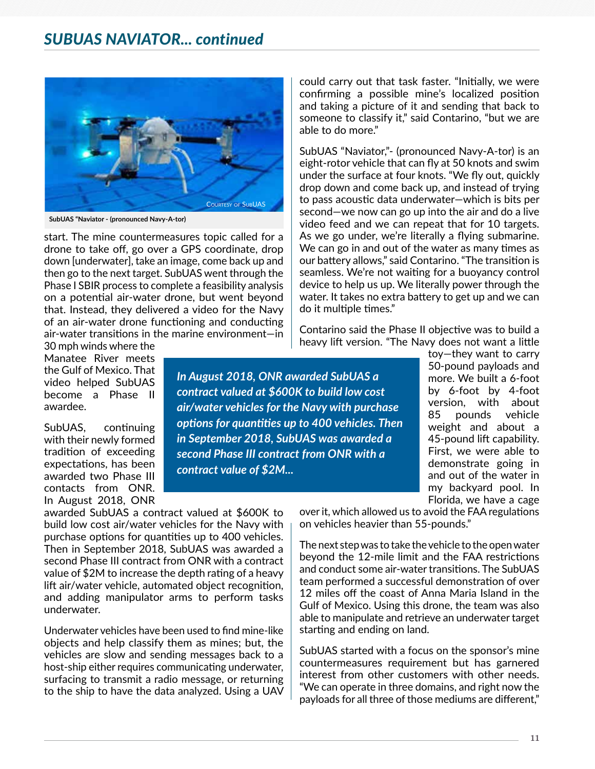## SUBUAS NAVIATOR... continued

SubUAS "Naviator - (pronounced Navy-A-tor)

start. The mine countermeasures topic called for a drone to take off, go over a GPS coordinate, drop down [underwater], take an image, come back up and then go to the next target. SubUAS went through the Phase I SBIR process to complete a feasibility analysis on a potential air-water drone, but went beyond that. Instead, they delivered a video for the Navy of an air-water drone functioning and conducting air-water transitions in the marine environment—in 30 mph winds where the Manatee River meets the Gulf of Mexico. That video helped SubUAS become a Phase II awardee.

SubUAS, continuing with their newly formed tradition of exceeding expectations, has been awarded two Phase III contacts from ONR. In August 2018, ONR awarded SubUAS a contract valued at $600K to build low cost air/water vehicles for the Navy with purchase options for quantities up to 400 vehicles. Then in September 2018, SubUAS was awarded a second Phase III contract from ONR with a contract value of $2M to increase the depth rating of a heavy lift air/water vehicle, automated object recognition, and adding manipulator arms to perform tasks underwater.

> ***In August 2018, ONR awarded SubUAS a contract valued at $600K to build low cost air/water vehicles for the Navy with purchase options for quantities up to 400 vehicles. Then in September 2018, SubUAS was awarded a second Phase III contract from ONR with a contract value of $2M...***

Underwater vehicles have been used to find mine-like objects and help classify them as mines; but, the vehicles are slow and sending messages back to a host-ship either requires communicating underwater, surfacing to transmit a radio message, or returning to the ship to have the data analyzed. Using a UAV could carry out that task faster. "Initially, we were confirming a possible mine's localized position and taking a picture of it and sending that back to someone to classify it," said Contarino, "but we are able to do more."

SubUAS "Naviator,"- (pronounced Navy-A-tor) is an eight-rotor vehicle that can fly at 50 knots and swim under the surface at four knots. "We fly out, quickly drop down and come back up, and instead of trying to pass acoustic data underwater—which is bits per second—we now can go up into the air and do a live video feed and we can repeat that for 10 targets. As we go under, we're literally a flying submarine. We can go in and out of the water as many times as our battery allows," said Contarino. "The transition is seamless. We're not waiting for a buoyancy control device to help us up. We literally power through the water. It takes no extra battery to get up and we can do it multiple times."

Contarino said the Phase II objective was to build a heavy lift version. "The Navy does not want a little toy—they want to carry 50-pound payloads and more. We built a 6-foot by 6-foot by 4-foot version, with about 85 pounds vehicle weight and about a 45-pound lift capability. First, we were able to demonstrate going in and out of the water in my backyard pool. In Florida, we have a cage over it, which allowed us to avoid the FAA regulations on vehicles heavier than 55-pounds."

The next step was to take the vehicle to the open water beyond the 12-mile limit and the FAA restrictions and conduct some air-water transitions. The SubUAS team performed a successful demonstration of over 12 miles off the coast of Anna Maria Island in the Gulf of Mexico. Using this drone, the team was also able to manipulate and retrieve an underwater target starting and ending on land.

SubUAS started with a focus on the sponsor's mine countermeasures requirement but has garnered interest from other customers with other needs. "We can operate in three domains, and right now the payloads for all three of those mediums are different,"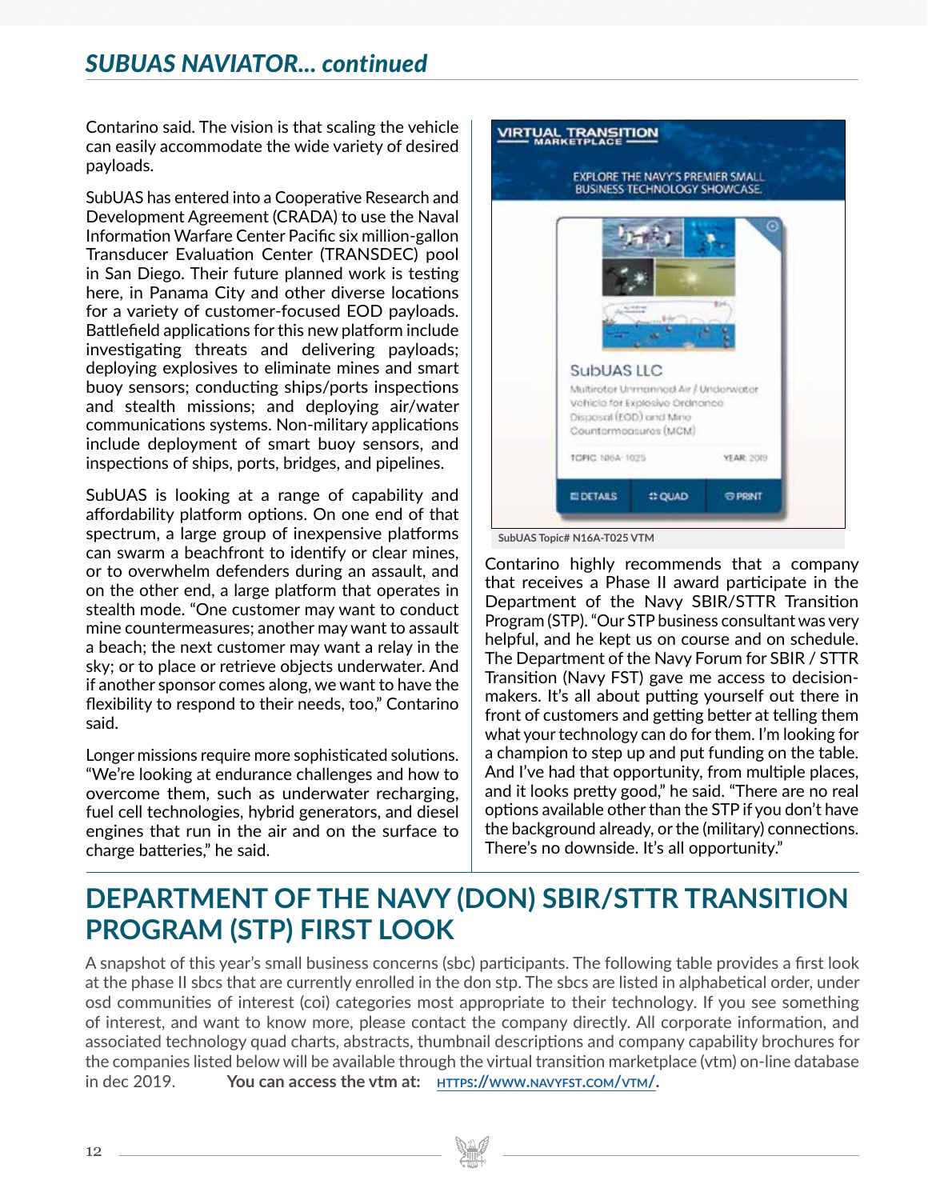## SUBUAS NAVIATOR... continued

Contarino said. The vision is that scaling the vehicle can easily accommodate the wide variety of desired payloads.

SubUAS has entered into a Cooperative Research and Development Agreement (CRADA) to use the Naval Information Warfare Center Pacific six million-gallon Transducer Evaluation Center (TRANSDEC) pool in San Diego. Their future planned work is testing here, in Panama City and other diverse locations for a variety of customer-focused EOD payloads. Battlefield applications for this new platform include investigating threats and delivering payloads; deploying explosives to eliminate mines and smart buoy sensors; conducting ships/ports inspections and stealth missions; and deploying air/water communications systems. Non-military applications include deployment of smart buoy sensors, and inspections of ships, ports, bridges, and pipelines.

SubUAS is looking at a range of capability and affordability platform options. On one end of that spectrum, a large group of inexpensive platforms can swarm a beachfront to identify or clear mines, or to overwhelm defenders during an assault, and on the other end, a large platform that operates in stealth mode. "One customer may want to conduct mine countermeasures; another may want to assault a beach; the next customer may want a relay in the sky; or to place or retrieve objects underwater. And if another sponsor comes along, we want to have the flexibility to respond to their needs, too," Contarino said.

Longer missions require more sophisticated solutions. "We're looking at endurance challenges and how to overcome them, such as underwater recharging, fuel cell technologies, hybrid generators, and diesel engines that run in the air and on the surface to charge batteries," he said.

SubUAS Topic# N16A-T025 VTM

Contarino highly recommends that a company that receives a Phase II award participate in the Department of the Navy SBIR/STTR Transition Program (STP). "Our STP business consultant was very helpful, and he kept us on course and on schedule. The Department of the Navy Forum for SBIR / STTR Transition (Navy FST) gave me access to decision-makers. It's all about putting yourself out there in front of customers and getting better at telling them what your technology can do for them. I'm looking for a champion to step up and put funding on the table. And I've had that opportunity, from multiple places, and it looks pretty good," he said. "There are no real options available other than the STP if you don't have the background already, or the (military) connections. There's no downside. It's all opportunity."

# DEPARTMENT OF THE NAVY (DON) SBIR/STTR TRANSITION PROGRAM (STP) FIRST LOOK

A snapshot of this year's small business concerns (sbc) participants. The following table provides a first look at the phase II sbcs that are currently enrolled in the don stp. The sbcs are listed in alphabetical order, under osd communities of interest (coi) categories most appropriate to their technology. If you see something of interest, and want to know more, please contact the company directly. All corporate information, and associated technology quad charts, abstracts, thumbnail descriptions and company capability brochures for the companies listed below will be available through the virtual transition marketplace (vtm) on-line database in dec 2019. **You can access the vtm at: [HTTPS://WWW.NAVYFST.COM/VTM/](https://www.navyfst.com/vtm/).**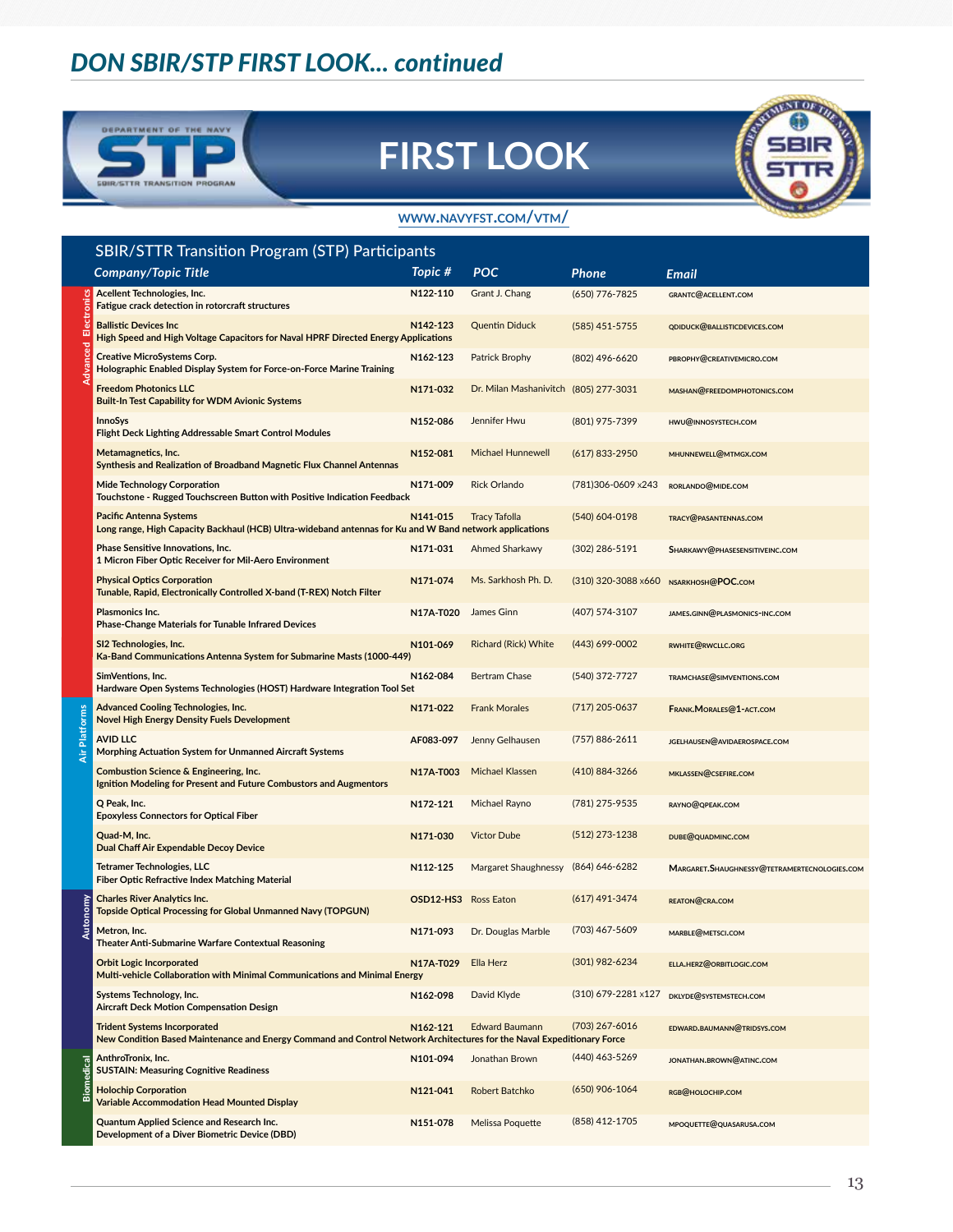## DON SBIR/STP FIRST LOOK... continued

# FIRST LOOK

WWW.NAVYFST.COM/VTM/

### SBIR/STTR Transition Program (STP) Participants

| Category | Company/Topic Title | Topic # | POC | Phone | Email |
|---|---|---|---|---|---|
| Advanced Electronics | **Accellent Technologies, Inc.**<br>**Fatigue crack detection in rotorcraft structures** | N122-110 | Grant J. Chang | (650) 776-7825 | GRANTC@ACCELLENT.COM |
| Advanced Electronics | **Ballistic Devices Inc**<br>**High Speed and High Voltage Capacitors for Naval HPRF Directed Energy Applications** | N142-123 | Quentin Diduck | (585) 451-5755 | QDIDUCK@BALLISTICDEVICES.COM |
| Advanced Electronics | **Creative MicroSystems Corp.**<br>**Holographic Enabled Display System for Force-on-Force Marine Training** | N162-123 | Patrick Brophy | (802) 496-6620 | PBROPHY@CREATIVEMICRO.COM |
| Advanced Electronics | **Freedom Photonics LLC**<br>**Built-In Test Capability for WDM Avionic Systems** | N171-032 | Dr. Milan Mashanivitch | (805) 277-3031 | MASHAN@FREEDOMPHOTONICS.COM |
| Advanced Electronics | **InnoSys**<br>**Flight Deck Lighting Addressable Smart Control Modules** | N152-086 | Jennifer Hwu | (801) 975-7399 | HWU@INNOSYSTECH.COM |
| Advanced Electronics | **Metamagnetics, Inc.**<br>**Synthesis and Realization of Broadband Magnetic Flux Channel Antennas** | N152-081 | Michael Hunnewell | (617) 833-2950 | MHUNNEWELL@MTMGX.COM |
| Advanced Electronics | **Mide Technology Corporation**<br>**Touchstone - Rugged Touchscreen Button with Positive Indication Feedback** | N171-009 | Rick Orlando | (781)306-0609 x243 | RORLANDO@MIDE.COM |
| Advanced Electronics | **Pacific Antenna Systems**<br>**Long range, High Capacity Backhaul (HCB) Ultra-wideband antennas for Ku and W Band network applications** | N141-015 | Tracy Tafolla | (540) 604-0198 | TRACY@PASANTENNAS.COM |
| Advanced Electronics | **Phase Sensitive Innovations, Inc.**<br>**1 Micron Fiber Optic Receiver for Mil-Aero Environment** | N171-031 | Ahmed Sharkawy | (302) 286-5191 | SHARKAWY@PHASESENSITIVEINC.COM |
| Advanced Electronics | **Physical Optics Corporation**<br>**Tunable, Rapid, Electronically Controlled X-band (T-REX) Notch Filter** | N171-074 | Ms. Sarkhosh Ph. D. | (310) 320-3088 x660 | NSARKHOSH@POC.COM |
| Advanced Electronics | **Plasmonics Inc.**<br>**Phase-Change Materials for Tunable Infrared Devices** | N17A-T020 | James Ginn | (407) 574-3107 | JAMES.GINN@PLASMONICS-INC.COM |
| Advanced Electronics | **SI2 Technologies, Inc.**<br>**Ka-Band Communications Antenna System for Submarine Masts (1000-449)** | N101-069 | Richard (Rick) White | (443) 699-0002 | RWHITE@RWCLLC.ORG |
| Advanced Electronics | **SimVentions, Inc.**<br>**Hardware Open Systems Technologies (HOST) Hardware Integration Tool Set** | N162-084 | Bertram Chase | (540) 372-7727 | TRAMCHASE@SIMVENTIONS.COM |
| Air Platforms | **Advanced Cooling Technologies, Inc.**<br>**Novel High Energy Density Fuels Development** | N171-022 | Frank Morales | (717) 205-0637 | FRANK.MORALES@1-ACT.COM |
| Air Platforms | **AVID LLC**<br>**Morphing Actuation System for Unmanned Aircraft Systems** | AF083-097 | Jenny Gelhausen | (757) 886-2611 | JGELHAUSEN@AVIDAEROSPACE.COM |
| Air Platforms | **Combustion Science & Engineering, Inc.**<br>**Ignition Modeling for Present and Future Combustors and Augmentors** | N17A-T003 | Michael Klassen | (410) 884-3266 | MKLASSEN@CSEFIRE.COM |
| Air Platforms | **Q Peak, Inc.**<br>**Epoxyless Connectors for Optical Fiber** | N172-121 | Michael Rayno | (781) 275-9535 | RAYNO@QPEAK.COM |
| Air Platforms | **Quad-M, Inc.**<br>**Dual Chaff Air Expendable Decoy Device** | N171-030 | Victor Dube | (512) 273-1238 | DUBE@QUADMINC.COM |
| Air Platforms | **Tetramer Technologies, LLC**<br>**Fiber Optic Refractive Index Matching Material** | N112-125 | Margaret Shaughnessy | (864) 646-6282 | MARGARET.SHAUGHNESSY@TETRAMERTECNOLOGIES.COM |
| Autonomy | **Charles River Analytics Inc.**<br>**Topside Optical Processing for Global Unmanned Navy (TOPGUN)** | OSD12-HS3 | Ross Eaton | (617) 491-3474 | REATON@CRA.COM |
| Autonomy | **Metron, Inc.**<br>**Theater Anti-Submarine Warfare Contextual Reasoning** | N171-093 | Dr. Douglas Marble | (703) 467-5609 | MARBLE@METSCI.COM |
| Autonomy | **Orbit Logic Incorporated**<br>**Multi-vehicle Collaboration with Minimal Communications and Minimal Energy** | N17A-T029 | Ella Herz | (301) 982-6234 | ELLA.HERZ@ORBITLOGIC.COM |
| Autonomy | **Systems Technology, Inc.**<br>**Aircraft Deck Motion Compensation Design** | N162-098 | David Klyde | (310) 679-2281 x127 | DKLYDE@SYSTEMSTECH.COM |
| Autonomy | **Trident Systems Incorporated**<br>**New Condition Based Maintenance and Energy Command and Control Network Architectures for the Naval Expeditionary Force** | N162-121 | Edward Baumann | (703) 267-6016 | EDWARD.BAUMANN@TRIDSYS.COM |
| Biomedical | **AnthroTronix, Inc.**<br>**SUSTAIN: Measuring Cognitive Readiness** | N101-094 | Jonathan Brown | (440) 463-5269 | JONATHAN.BROWN@ATINC.COM |
| Biomedical | **Holochip Corporation**<br>**Variable Accommodation Head Mounted Display** | N121-041 | Robert Batchko | (650) 906-1064 | RGB@HOLOCHIP.COM |
| Biomedical | **Quantum Applied Science and Research Inc.**<br>**Development of a Diver Biometric Device (DBD)** | N151-078 | Melissa Poquette | (858) 412-1705 | MPOQUETTE@QUASARUSA.COM |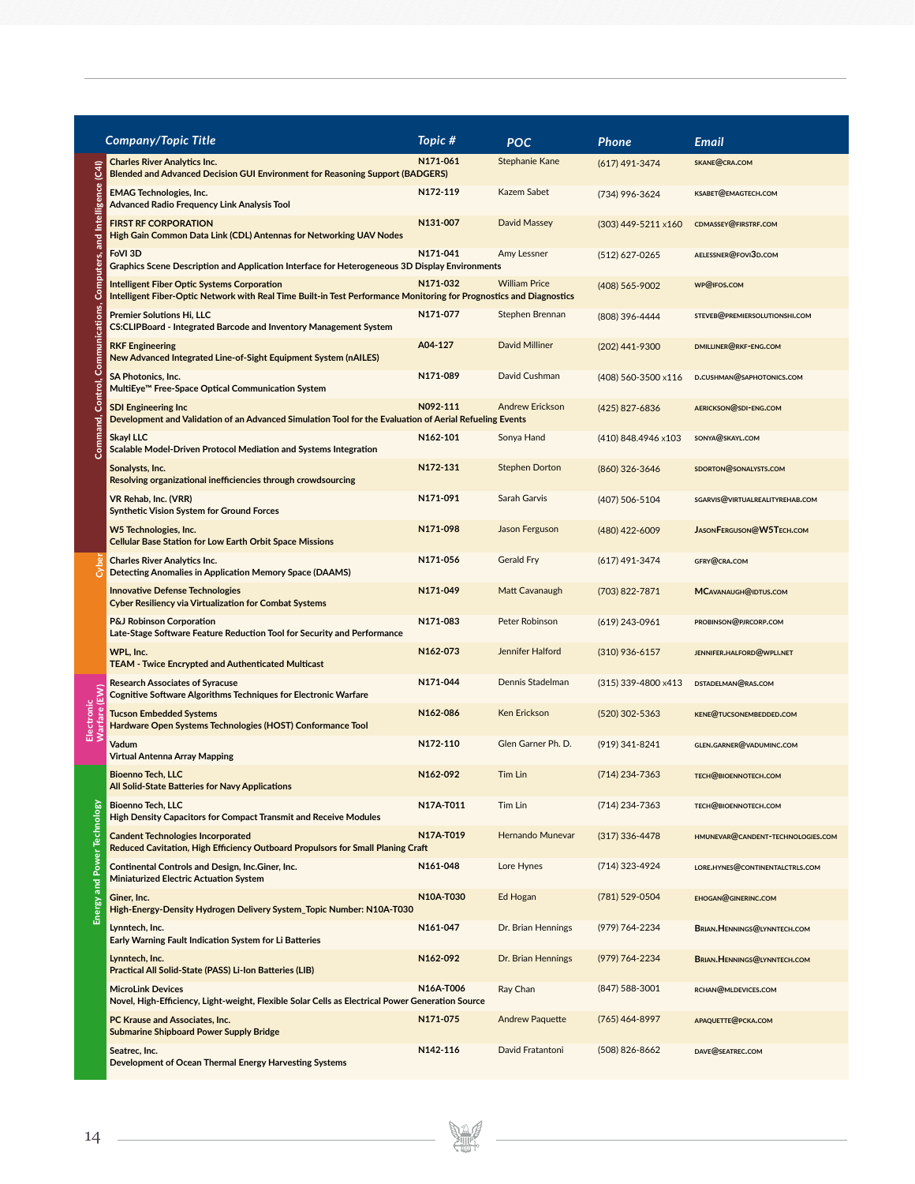| Category | Company/Topic Title | Topic # | POC | Phone | Email |
|---|---|---|---|---|---|
| Command, Control, Communications, Computers, and Intelligence (C4I) | **Charles River Analytics Inc.**<br>**Blended and Advanced Decision GUI Environment for Reasoning Support (BADGERS)** | N171-061 | Stephanie Kane | (617) 491-3474 | SKANE@CRA.COM |
| | **EMAG Technologies, Inc.**<br>**Advanced Radio Frequency Link Analysis Tool** | N172-119 | Kazem Sabet | (734) 996-3624 | KSABET@EMAGTECH.COM |
| | **FIRST RF CORPORATION**<br>**High Gain Common Data Link (CDL) Antennas for Networking UAV Nodes** | N131-007 | David Massey | (303) 449-5211 x160 | CDMASSEY@FIRSTRF.COM |
| | **FoVI 3D**<br>**Graphics Scene Description and Application Interface for Heterogeneous 3D Display Environments** | N171-041 | Amy Lessner | (512) 627-0265 | AELESSNER@FOVI3D.COM |
| | **Intelligent Fiber Optic Systems Corporation**<br>**Intelligent Fiber-Optic Network with Real Time Built-in Test Performance Monitoring for Prognostics and Diagnostics** | N171-032 | William Price | (408) 565-9002 | WP@IFOS.COM |
| | **Premier Solutions Hi, LLC**<br>**CS:CLIPBoard - Integrated Barcode and Inventory Management System** | N171-077 | Stephen Brennan | (808) 396-4444 | STEVEB@PREMIERSOLUTIONSHI.COM |
| | **RKF Engineering**<br>**New Advanced Integrated Line-of-Sight Equipment System (nAILES)** | A04-127 | David Milliner | (202) 441-9300 | DMILLINER@RKF-ENG.COM |
| | **SA Photonics, Inc.**<br>**MultiEye™ Free-Space Optical Communication System** | N171-089 | David Cushman | (408) 560-3500 x116 | D.CUSHMAN@SAPHOTONICS.COM |
| | **SDI Engineering Inc**<br>**Development and Validation of an Advanced Simulation Tool for the Evaluation of Aerial Refueling Events** | N092-111 | Andrew Erickson | (425) 827-6836 | AERICKSON@SDI-ENG.COM |
| | **Skayl LLC**<br>**Scalable Model-Driven Protocol Mediation and Systems Integration** | N162-101 | Sonya Hand | (410) 848.4946 x103 | SONYA@SKAYL.COM |
| | **Sonalysts, Inc.**<br>**Resolving organizational inefficiencies through crowdsourcing** | N172-131 | Stephen Dorton | (860) 326-3646 | SDORTON@SONALYSTS.COM |
| | **VR Rehab, Inc. (VRR)**<br>**Synthetic Vision System for Ground Forces** | N171-091 | Sarah Garvis | (407) 506-5104 | SGARVIS@VIRTUALREALITYREHAB.COM |
| | **W5 Technologies, Inc.**<br>**Cellular Base Station for Low Earth Orbit Space Missions** | N171-098 | Jason Ferguson | (480) 422-6009 | JASONFERGUSON@W5TECH.COM |
| Cyber | **Charles River Analytics Inc.**<br>**Detecting Anomalies in Application Memory Space (DAAMS)** | N171-056 | Gerald Fry | (617) 491-3474 | GFRY@CRA.COM |
| | **Innovative Defense Technologies**<br>**Cyber Resiliency via Virtualization for Combat Systems** | N171-049 | Matt Cavanaugh | (703) 822-7871 | MCAVANAUGH@IDTUS.COM |
| | **P&J Robinson Corporation**<br>**Late-Stage Software Feature Reduction Tool for Security and Performance** | N171-083 | Peter Robinson | (619) 243-0961 | PROBINSON@PJRCORP.COM |
| | **WPL, Inc.**<br>**TEAM - Twice Encrypted and Authenticated Multicast** | N162-073 | Jennifer Halford | (310) 936-6157 | JENNIFER.HALFORD@WPLI.NET |
| Electronic Warfare (EW) | **Research Associates of Syracuse**<br>**Cognitive Software Algorithms Techniques for Electronic Warfare** | N171-044 | Dennis Stadelman | (315) 339-4800 x413 | DSTADELMAN@RAS.COM |
| | **Tucson Embedded Systems**<br>**Hardware Open Systems Technologies (HOST) Conformance Tool** | N162-086 | Ken Erickson | (520) 302-5363 | KENE@TUCSONEMBEDDED.COM |
| | **Vadum**<br>**Virtual Antenna Array Mapping** | N172-110 | Glen Garner Ph. D. | (919) 341-8241 | GLEN.GARNER@VADUMINC.COM |
| Energy and Power Technology | **Bioenno Tech, LLC**<br>**All Solid-State Batteries for Navy Applications** | N162-092 | Tim Lin | (714) 234-7363 | TECH@BIOENNOTECH.COM |
| | **Bioenno Tech, LLC**<br>**High Density Capacitors for Compact Transmit and Receive Modules** | N17A-T011 | Tim Lin | (714) 234-7363 | TECH@BIOENNOTECH.COM |
| | **Candent Technologies Incorporated**<br>**Reduced Cavitation, High Efficiency Outboard Propulsors for Small Planing Craft** | N17A-T019 | Hernando Munevar | (317) 336-4478 | HMUNEVAR@CANDENT-TECHNOLOGIES.COM |
| | **Continental Controls and Design, Inc.Giner, Inc.**<br>**Miniaturized Electric Actuation System** | N161-048 | Lore Hynes | (714) 323-4924 | LORE.HYNES@CONTINENTALCTRLS.COM |
| | **Giner, Inc.**<br>**High-Energy-Density Hydrogen Delivery System_Topic Number: N10A-T030** | N10A-T030 | Ed Hogan | (781) 529-0504 | EHOGAN@GINERINC.COM |
| | **Lynntech, Inc.**<br>**Early Warning Fault Indication System for Li Batteries** | N161-047 | Dr. Brian Hennings | (979) 764-2234 | BRIAN.HENNINGS@LYNNTECH.COM |
| | **Lynntech, Inc.**<br>**Practical All Solid-State (PASS) Li-Ion Batteries (LIB)** | N162-092 | Dr. Brian Hennings | (979) 764-2234 | BRIAN.HENNINGS@LYNNTECH.COM |
| | **MicroLink Devices**<br>**Novel, High-Efficiency, Light-weight, Flexible Solar Cells as Electrical Power Generation Source** | N16A-T006 | Ray Chan | (847) 588-3001 | RCHAN@MLDEVICES.COM |
| | **PC Krause and Associates, Inc.**<br>**Submarine Shipboard Power Supply Bridge** | N171-075 | Andrew Paquette | (765) 464-8997 | APAQUETTE@PCKA.COM |
| | **Seatrec, Inc.**<br>**Development of Ocean Thermal Energy Harvesting Systems** | N142-116 | David Fratantoni | (508) 826-8662 | DAVE@SEATREC.COM |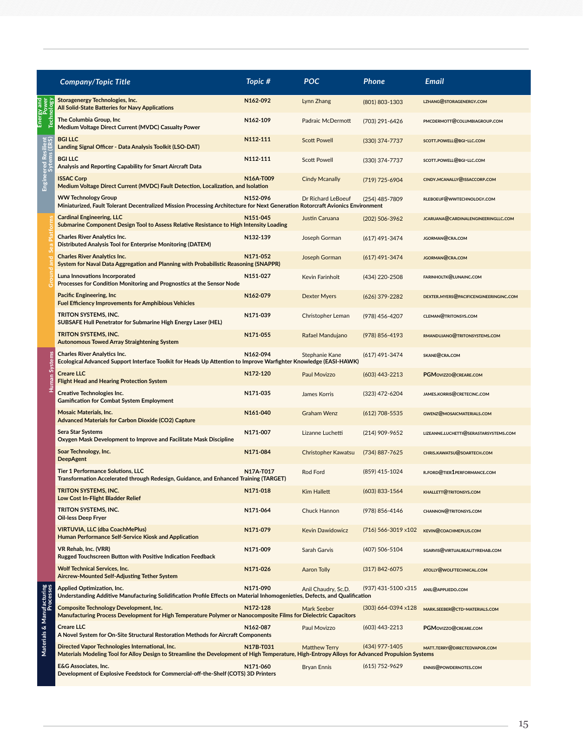| | Company/Topic Title | Topic # | POC | Phone | Email |
|---|---|---|---|---|---|
| Energy and Power Technology | **Storagenergy Technologies, Inc.**<br>**All Solid-State Batteries for Navy Applications** | N162-092 | Lynn Zhang | (801) 803-1303 | LZHANG@STORAGENERGY.COM |
| Energy and Power Technology | **The Columbia Group, Inc**<br>**Medium Voltage Direct Current (MVDC) Casualty Power** | N162-109 | Padraic McDermott | (703) 291-6426 | PMCDERMOTT@COLUMBIAGROUP.COM |
| Engineered Resilient Systems (ERS) | **BGI LLC**<br>**Landing Signal Officer - Data Analysis Toolkit (LSO-DAT)** | N112-111 | Scott Powell | (330) 374-7737 | SCOTT.POWELL@BGI-LLC.COM |
| Engineered Resilient Systems (ERS) | **BGI LLC**<br>**Analysis and Reporting Capability for Smart Aircraft Data** | N112-111 | Scott Powell | (330) 374-7737 | SCOTT.POWELL@BGI-LLC.COM |
| Engineered Resilient Systems (ERS) | **ISSAC Corp**<br>**Medium Voltage Direct Current (MVDC) Fault Detection, Localization, and Isolation** | N16A-T009 | Cindy Mcanally | (719) 725-6904 | CINDY.MCANALLY@ISSACCORP.COM |
| Engineered Resilient Systems (ERS) | **WW Technology Group**<br>**Miniaturized, Fault Tolerant Decentralized Mission Processing Architecture for Next Generation Rotorcraft Avionics Environment** | N152-096 | Dr Richard LeBoeuf | (254) 485-7809 | RLEBOEUF@WWTECHNOLOGY.COM |
| Ground and Sea Platforms | **Cardinal Engineering, LLC**<br>**Submarine Component Design Tool to Assess Relative Resistance to High Intensity Loading** | N151-045 | Justin Caruana | (202) 506-3962 | JCARUANA@CARDINALENGINEERINGLLC.COM |
| Ground and Sea Platforms | **Charles River Analytics Inc.**<br>**Distributed Analysis Tool for Enterprise Monitoring (DATEM)** | N132-139 | Joseph Gorman | (617) 491-3474 | JGORMAN@CRA.COM |
| Ground and Sea Platforms | **Charles River Analytics Inc.**<br>**System for Naval Data Aggregation and Planning with Probabilistic Reasoning (SNAPPR)** | N171-052 | Joseph Gorman | (617) 491-3474 | JGORMAN@CRA.COM |
| Ground and Sea Platforms | **Luna Innovations Incorporated**<br>**Processes for Condition Monitoring and Prognostics at the Sensor Node** | N151-027 | Kevin Farinholt | (434) 220-2508 | FARINHOLTK@LUNAINC.COM |
| Ground and Sea Platforms | **Pacific Engineering, Inc**<br>**Fuel Efficiency Improvements for Amphibious Vehicles** | N162-079 | Dexter Myers | (626) 379-2282 | DEXTER.MYERS@PACIFICENGINEERINGINC.COM |
| Ground and Sea Platforms | **TRITON SYSTEMS, INC.**<br>**SUBSAFE Hull Penetrator for Submarine High Energy Laser (HEL)** | N171-039 | Christopher Leman | (978) 456-4207 | CLEMAN@TRITONSYS.COM |
| Ground and Sea Platforms | **TRITON SYSTEMS, INC.**<br>**Autonomous Towed Array Straightening System** | N171-055 | Rafael Mandujano | (978) 856-4193 | RMANDUJANO@TRITONSYSTEMS.COM |
| Human Systems | **Charles River Analytics Inc.**<br>**Ecological Advanced Support Interface Toolkit for Heads Up Attention to Improve Warfighter Knowledge (EASI-HAWK)** | N162-094 | Stephanie Kane | (617) 491-3474 | SKANE@CRA.COM |
| Human Systems | **Creare LLC**<br>**Flight Head and Hearing Protection System** | N172-120 | Paul Movizzo | (603) 443-2213 | PGMOVIZZO@CREARE.COM |
| Human Systems | **Creative Technologies Inc.**<br>**Gamification for Combat System Employment** | N171-035 | James Korris | (323) 472-6204 | JAMES.KORRIS@CRETECINC.COM |
| Human Systems | **Mosaic Materials, Inc.**<br>**Advanced Materials for Carbon Dioxide (CO2) Capture** | N161-040 | Graham Wenz | (612) 708-5535 | GWENZ@MOSAICMATERIALS.COM |
| Human Systems | **Sera Star Systems**<br>**Oxygen Mask Development to Improve and Facilitate Mask Discipline** | N171-007 | Lizanne Luchetti | (214) 909-9652 | LIZEANNE.LUCHETTI@SERASTARSYSTEMS.COM |
| Human Systems | **Soar Technology, Inc.**<br>**DeepAgent** | N171-084 | Christopher Kawatsu | (734) 887-7625 | CHRIS.KAWATSU@SOARTECH.COM |
| Human Systems | **Tier 1 Performance Solutions, LLC**<br>**Transformation Accelerated through Redesign, Guidance, and Enhanced Training (TARGET)** | N17A-T017 | Rod Ford | (859) 415-1024 | R.FORD@TIER1PERFORMANCE.COM |
| Human Systems | **TRITON SYSTEMS, INC.**<br>**Low Cost In-Flight Bladder Relief** | N171-018 | Kim Hallett | (603) 833-1564 | KHALLETT@TRITONSYS.COM |
| Human Systems | **TRITON SYSTEMS, INC.**<br>**Oil-less Deep Fryer** | N171-064 | Chuck Hannon | (978) 856-4146 | CHANNON@TRITONSYS.COM |
| Human Systems | **VIRTUVIA, LLC (dba CoachMePlus)**<br>**Human Performance Self-Service Kiosk and Application** | N171-079 | Kevin Dawidowicz | (716) 566-3019 x102 | KEVIN@COACHMEPLUS.COM |
| Human Systems | **VR Rehab, Inc. (VRR)**<br>**Rugged Touchscreen Button with Positive Indication Feedback** | N171-009 | Sarah Garvis | (407) 506-5104 | SGARVIS@VIRTUALREALITYREHAB.COM |
| Human Systems | **Wolf Technical Services, Inc.**<br>**Aircrew-Mounted Self-Adjusting Tether System** | N171-026 | Aaron Tolly | (317) 842-6075 | ATOLLY@WOLFTECHNICAL.COM |
| Materials & Manufacturing Processes | **Applied Optimization, Inc.**<br>**Understanding Additive Manufacturing Solidification Profile Effects on Material Inhomogenieties, Defects, and Qualification** | N171-090 | Anil Chaudry, Sc.D. | (937) 431-5100 x315 | ANIL@APPLIEDO.COM |
| Materials & Manufacturing Processes | **Composite Technology Development, Inc.**<br>**Manufacturing Process Development for High Temperature Polymer or Nanocomposite Films for Dielectric Capacitors** | N172-128 | Mark Seeber | (303) 664-0394 x128 | MARK.SEEBER@CTD-MATERIALS.COM |
| Materials & Manufacturing Processes | **Creare LLC**<br>**A Novel System for On-Site Structural Restoration Methods for Aircraft Components** | N162-087 | Paul Movizzo | (603) 443-2213 | PGMOVIZZO@CREARE.COM |
| Materials & Manufacturing Processes | **Directed Vapor Technologies International, Inc.**<br>**Materials Modeling Tool for Alloy Design to Streamline the Development of High Temperature, High-Entropy Alloys for Advanced Propulsion Systems** | N17B-T031 | Matthew Terry | (434) 977-1405 | MATT.TERRY@DIRECTEDVAPOR.COM |
| Materials & Manufacturing Processes | **E&G Associates, Inc.**<br>**Development of Explosive Feedstock for Commercial-off-the-Shelf (COTS) 3D Printers** | N171-060 | Bryan Ennis | (615) 752-9629 | ENNIS@POWDERNOTES.COM |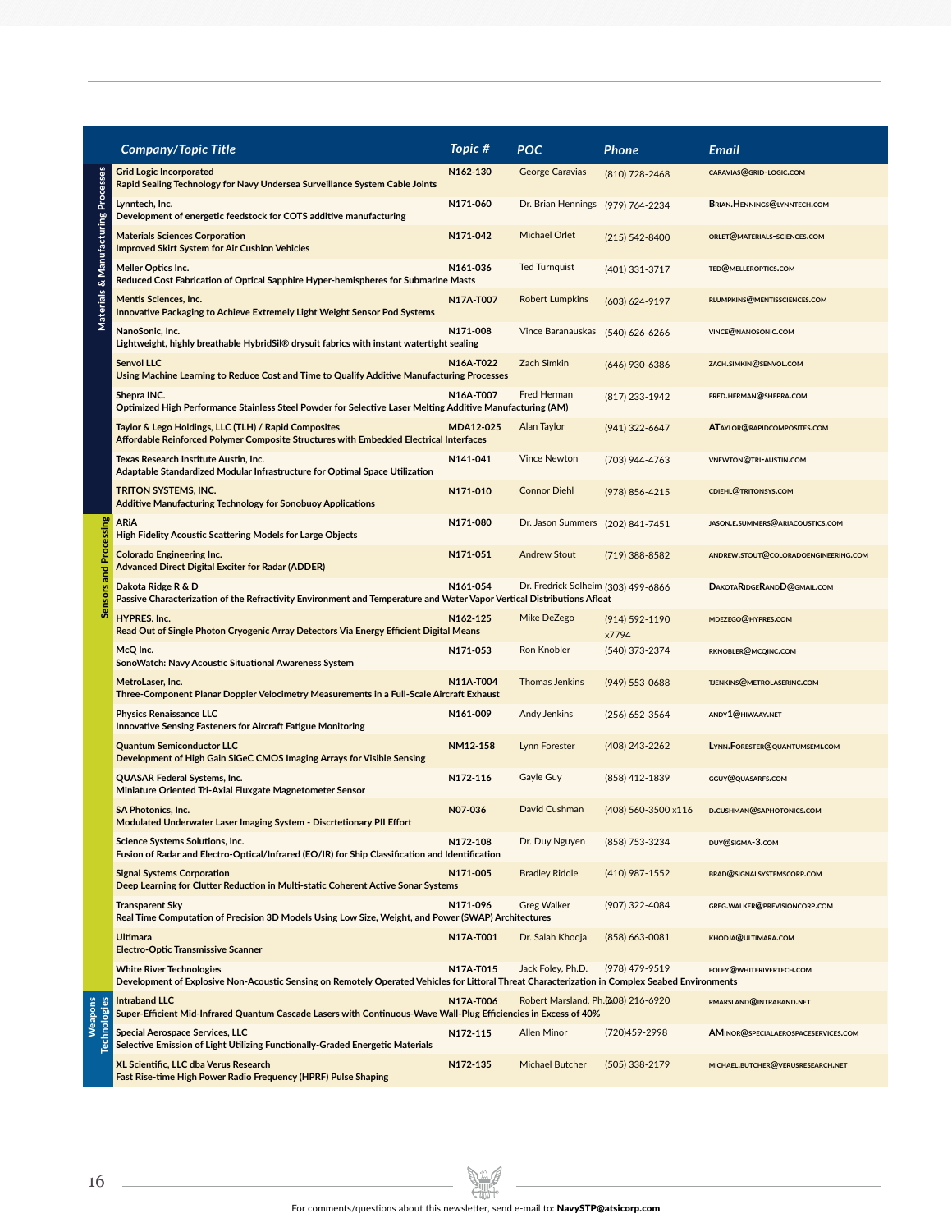| | Company/Topic Title | Topic # | POC | Phone | Email |
|---|---|---|---|---|---|
| Materials & Manufacturing Processes | Grid Logic Incorporated<br>Rapid Sealing Technology for Navy Undersea Surveillance System Cable Joints | N162-130 | George Caravias | (810) 728-2468 | caravias@grid-logic.com |
| | Lynntech, Inc.<br>Development of energetic feedstock for COTS additive manufacturing | N171-060 | Dr. Brian Hennings | (979) 764-2234 | Brian.Hennings@lynntech.com |
| | Materials Sciences Corporation<br>Improved Skirt System for Air Cushion Vehicles | N171-042 | Michael Orlet | (215) 542-8400 | orlet@materials-sciences.com |
| | Meller Optics Inc.<br>Reduced Cost Fabrication of Optical Sapphire Hyper-hemispheres for Submarine Masts | N161-036 | Ted Turnquist | (401) 331-3717 | ted@melleroptics.com |
| | Mentis Sciences, Inc.<br>Innovative Packaging to Achieve Extremely Light Weight Sensor Pod Systems | N17A-T007 | Robert Lumpkins | (603) 624-9197 | rlumpkins@mentissciences.com |
| | NanoSonic, Inc.<br>Lightweight, highly breathable HybridSil® drysuit fabrics with instant watertight sealing | N171-008 | Vince Baranauskas | (540) 626-6266 | vince@nanosonic.com |
| | Senvol LLC<br>Using Machine Learning to Reduce Cost and Time to Qualify Additive Manufacturing Processes | N16A-T022 | Zach Simkin | (646) 930-6386 | zach.simkin@senvol.com |
| | Shepra INC.<br>Optimized High Performance Stainless Steel Powder for Selective Laser Melting Additive Manufacturing (AM) | N16A-T007 | Fred Herman | (817) 233-1942 | fred.herman@shepra.com |
| | Taylor & Lego Holdings, LLC (TLH) / Rapid Composites<br>Affordable Reinforced Polymer Composite Structures with Embedded Electrical Interfaces | MDA12-025 | Alan Taylor | (941) 322-6647 | ATaylor@rapidcomposites.com |
| | Texas Research Institute Austin, Inc.<br>Adaptable Standardized Modular Infrastructure for Optimal Space Utilization | N141-041 | Vince Newton | (703) 944-4763 | vnewton@tri-austin.com |
| | TRITON SYSTEMS, INC.<br>Additive Manufacturing Technology for Sonobuoy Applications | N171-010 | Connor Diehl | (978) 856-4215 | cdiehl@tritonsys.com |
| Sensors and Processing | ARiA<br>High Fidelity Acoustic Scattering Models for Large Objects | N171-080 | Dr. Jason Summers | (202) 841-7451 | jason.e.summers@ariacoustics.com |
| | Colorado Engineering Inc.<br>Advanced Direct Digital Exciter for Radar (ADDER) | N171-051 | Andrew Stout | (719) 388-8582 | andrew.stout@coloradoengineering.com |
| | Dakota Ridge R & D<br>Passive Characterization of the Refractivity Environment and Temperature and Water Vapor Vertical Distributions Afloat | N161-054 | Dr. Fredrick Solheim | (303) 499-6866 | DakotaRidgeRandD@gmail.com |
| | HYPRES. Inc.<br>Read Out of Single Photon Cryogenic Array Detectors Via Energy Efficient Digital Means | N162-125 | Mike DeZego | (914) 592-1190 x7794 | mdezego@hypres.com |
| | McQ Inc.<br>SonoWatch: Navy Acoustic Situational Awareness System | N171-053 | Ron Knobler | (540) 373-2374 | rknobler@mcqinc.com |
| | MetroLaser, Inc.<br>Three-Component Planar Doppler Velocimetry Measurements in a Full-Scale Aircraft Exhaust | N11A-T004 | Thomas Jenkins | (949) 553-0688 | tjenkins@metrolaserinc.com |
| | Physics Renaissance LLC<br>Innovative Sensing Fasteners for Aircraft Fatigue Monitoring | N161-009 | Andy Jenkins | (256) 652-3564 | andy1@hiwaay.net |
| | Quantum Semiconductor LLC<br>Development of High Gain SiGeC CMOS Imaging Arrays for Visible Sensing | NM12-158 | Lynn Forester | (408) 243-2262 | Lynn.Forester@quantumsemi.com |
| | QUASAR Federal Systems, Inc.<br>Miniature Oriented Tri-Axial Fluxgate Magnetometer Sensor | N172-116 | Gayle Guy | (858) 412-1839 | gguy@quasarfs.com |
| | SA Photonics, Inc.<br>Modulated Underwater Laser Imaging System - Discrtetionary PII Effort | N07-036 | David Cushman | (408) 560-3500 x116 | d.cushman@saphotonics.com |
| | Science Systems Solutions, Inc.<br>Fusion of Radar and Electro-Optical/Infrared (EO/IR) for Ship Classification and Identification | N172-108 | Dr. Duy Nguyen | (858) 753-3234 | duy@sigma-3.com |
| | Signal Systems Corporation<br>Deep Learning for Clutter Reduction in Multi-static Coherent Active Sonar Systems | N171-005 | Bradley Riddle | (410) 987-1552 | brad@signalsystemscorp.com |
| | Transparent Sky<br>Real Time Computation of Precision 3D Models Using Low Size, Weight, and Power (SWAP) Architectures | N171-096 | Greg Walker | (907) 322-4084 | greg.walker@previsioncorp.com |
| | Ultimara<br>Electro-Optic Transmissive Scanner | N17A-T001 | Dr. Salah Khodja | (858) 663-0081 | khodja@ultimara.com |
| | White River Technologies<br>Development of Explosive Non-Acoustic Sensing on Remotely Operated Vehicles for Littoral Threat Characterization in Complex Seabed Environments | N17A-T015 | Jack Foley, Ph.D. | (978) 479-9519 | foley@whiterivertech.com |
| Weapons Technologies | Intraband LLC<br>Super-Efficient Mid-Infrared Quantum Cascade Lasers with Continuous-Wave Wall-Plug Efficiencies in Excess of 40% | N17A-T006 | Robert Marsland, Ph.D. | (608) 216-6920 | rmarsland@intraband.net |
| | Special Aerospace Services, LLC<br>Selective Emission of Light Utilizing Functionally-Graded Energetic Materials | N172-115 | Allen Minor | (720)459-2998 | AMinor@specialaerospaceservices.com |
| | XL Scientific, LLC dba Verus Research<br>Fast Rise-time High Power Radio Frequency (HPRF) Pulse Shaping | N172-135 | Michael Butcher | (505) 338-2179 | michael.butcher@verusresearch.net |

For comments/questions about this newsletter, send e-mail to: **NavySTP@atsicorp.com**